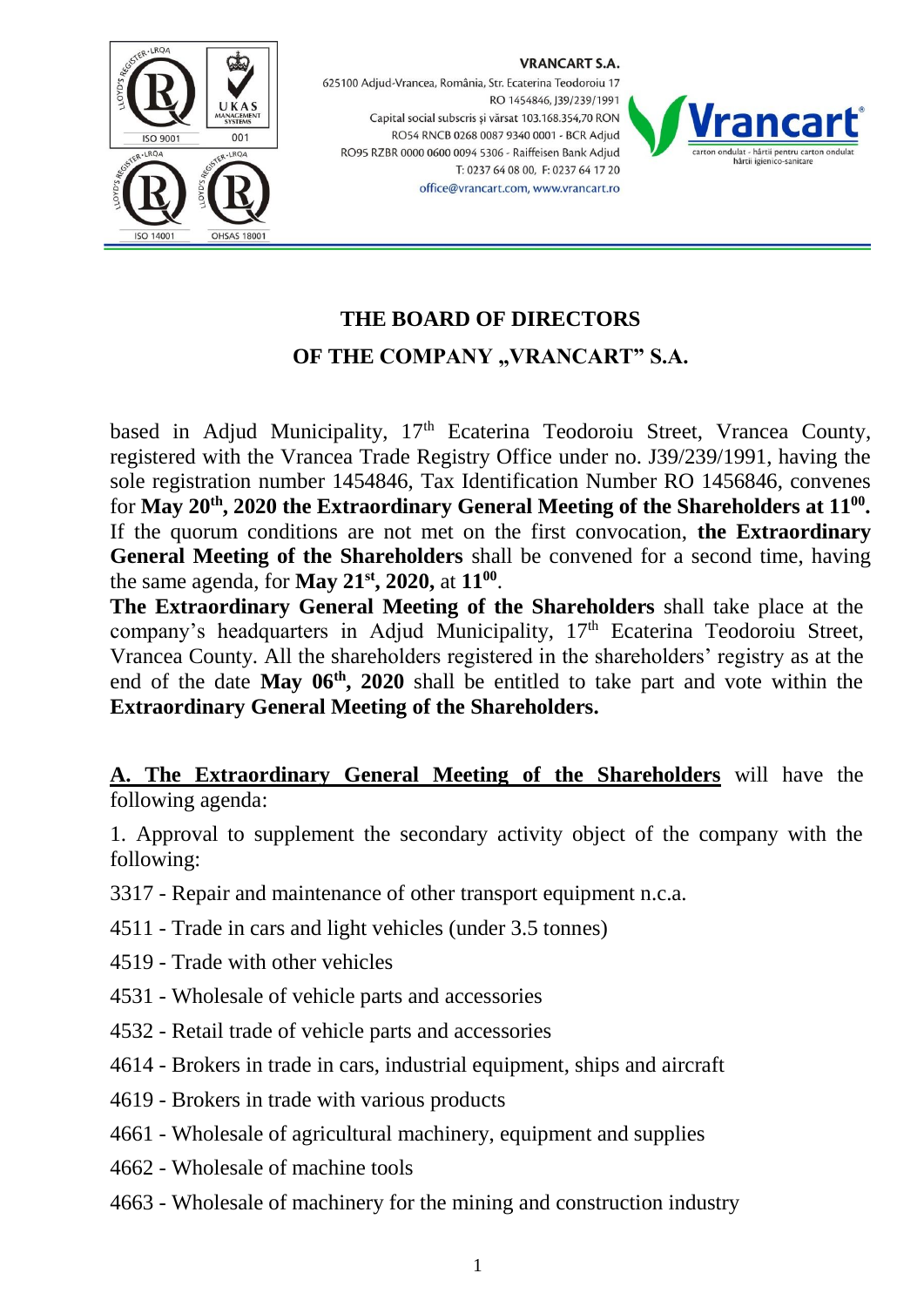**VRANCART S.A.**
625100 Adjud-Vrancea, România, Str. Ecaterina Teodoroiu 17
RO 1454846, J39/239/1991
Capital social subscris și vărsat 103.168.354,70 RON
RO54 RNCB 0268 0087 9340 0001 - BCR Adjud
RO95 RZBR 0000 0600 0094 5306 - Raiffeisen Bank Adjud
T: 0237 64 08 00, F: 0237 64 17 20
office@vrancart.com, www.vrancart.ro

# THE BOARD OF DIRECTORS
# OF THE COMPANY „VRANCART" S.A.

based in Adjud Municipality, 17th Ecaterina Teodoroiu Street, Vrancea County, registered with the Vrancea Trade Registry Office under no. J39/239/1991, having the sole registration number 1454846, Tax Identification Number RO 1456846, convenes for **May 20th, 2020 the Extraordinary General Meeting of the Shareholders at 11⁰⁰.** If the quorum conditions are not met on the first convocation, **the Extraordinary General Meeting of the Shareholders** shall be convened for a second time, having the same agenda, for **May 21st, 2020,** at **11⁰⁰**.

**The Extraordinary General Meeting of the Shareholders** shall take place at the company's headquarters in Adjud Municipality, 17th Ecaterina Teodoroiu Street, Vrancea County. All the shareholders registered in the shareholders' registry as at the end of the date **May 06th, 2020** shall be entitled to take part and vote within the **Extraordinary General Meeting of the Shareholders.**

**A. The Extraordinary General Meeting of the Shareholders** will have the following agenda:

1. Approval to supplement the secondary activity object of the company with the following:

3317 - Repair and maintenance of other transport equipment n.c.a.

4511 - Trade in cars and light vehicles (under 3.5 tonnes)

4519 - Trade with other vehicles

4531 - Wholesale of vehicle parts and accessories

4532 - Retail trade of vehicle parts and accessories

4614 - Brokers in trade in cars, industrial equipment, ships and aircraft

4619 - Brokers in trade with various products

4661 - Wholesale of agricultural machinery, equipment and supplies

4662 - Wholesale of machine tools

4663 - Wholesale of machinery for the mining and construction industry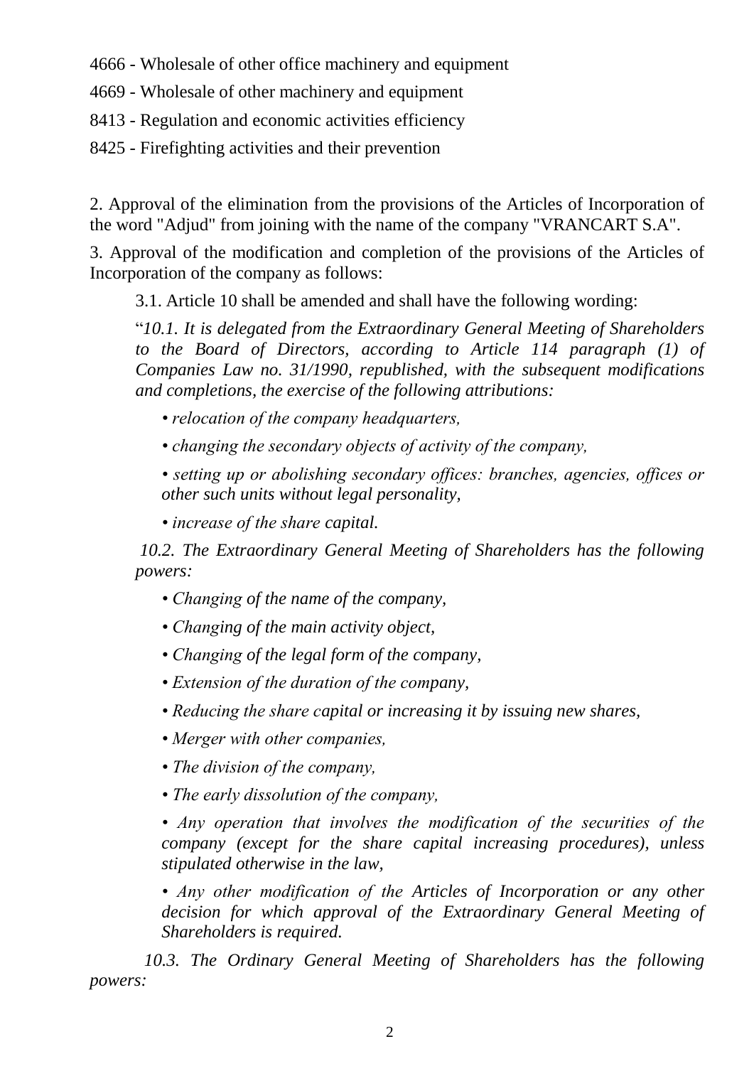4666 - Wholesale of other office machinery and equipment

4669 - Wholesale of other machinery and equipment

8413 - Regulation and economic activities efficiency

8425 - Firefighting activities and their prevention

2. Approval of the elimination from the provisions of the Articles of Incorporation of the word "Adjud" from joining with the name of the company "VRANCART S.A".

3. Approval of the modification and completion of the provisions of the Articles of Incorporation of the company as follows:

3.1. Article 10 shall be amended and shall have the following wording:

"*10.1. It is delegated from the Extraordinary General Meeting of Shareholders to the Board of Directors, according to Article 114 paragraph (1) of Companies Law no. 31/1990, republished, with the subsequent modifications and completions, the exercise of the following attributions:*

- *relocation of the company headquarters,*
- *changing the secondary objects of activity of the company,*
- *setting up or abolishing secondary offices: branches, agencies, offices or other such units without legal personality,*
- *increase of the share capital.*

*10.2. The Extraordinary General Meeting of Shareholders has the following powers:*

- *Changing of the name of the company,*
- *Changing of the main activity object,*
- *Changing of the legal form of the company,*
- *Extension of the duration of the company,*
- *Reducing the share capital or increasing it by issuing new shares,*
- *Merger with other companies,*
- *The division of the company,*
- *The early dissolution of the company,*
- *Any operation that involves the modification of the securities of the company (except for the share capital increasing procedures), unless stipulated otherwise in the law,*
- *Any other modification of the Articles of Incorporation or any other decision for which approval of the Extraordinary General Meeting of Shareholders is required.*

*10.3. The Ordinary General Meeting of Shareholders has the following powers:*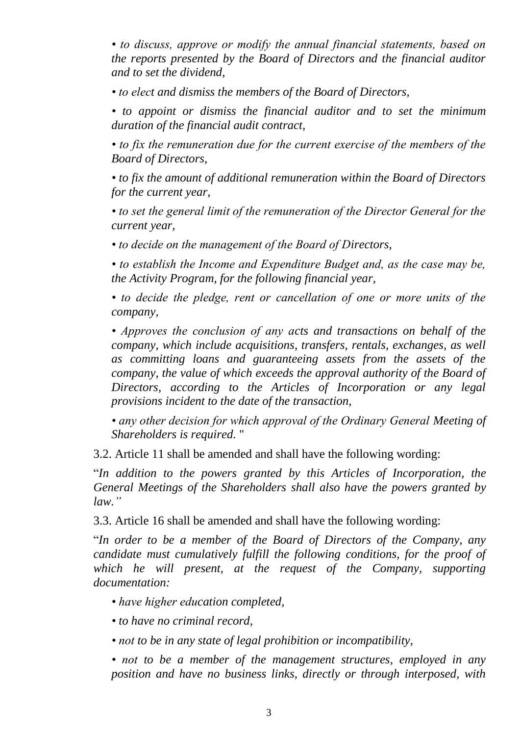*• to discuss, approve or modify the annual financial statements, based on the reports presented by the Board of Directors and the financial auditor and to set the dividend,*

*• to elect and dismiss the members of the Board of Directors,*

*• to appoint or dismiss the financial auditor and to set the minimum duration of the financial audit contract,*

*• to fix the remuneration due for the current exercise of the members of the Board of Directors,*

*• to fix the amount of additional remuneration within the Board of Directors for the current year,*

*• to set the general limit of the remuneration of the Director General for the current year,*

*• to decide on the management of the Board of Directors,*

*• to establish the Income and Expenditure Budget and, as the case may be, the Activity Program, for the following financial year,*

*• to decide the pledge, rent or cancellation of one or more units of the company,*

*• Approves the conclusion of any acts and transactions on behalf of the company, which include acquisitions, transfers, rentals, exchanges, as well as committing loans and guaranteeing assets from the assets of the company, the value of which exceeds the approval authority of the Board of Directors, according to the Articles of Incorporation or any legal provisions incident to the date of the transaction,*

*• any other decision for which approval of the Ordinary General Meeting of Shareholders is required.* "

3.2. Article 11 shall be amended and shall have the following wording:

"*In addition to the powers granted by this Articles of Incorporation, the General Meetings of the Shareholders shall also have the powers granted by law."*

3.3. Article 16 shall be amended and shall have the following wording:

"*In order to be a member of the Board of Directors of the Company, any candidate must cumulatively fulfill the following conditions, for the proof of which he will present, at the request of the Company, supporting documentation:*

*• have higher education completed,*

*• to have no criminal record,*

*• not to be in any state of legal prohibition or incompatibility,*

*• not to be a member of the management structures, employed in any position and have no business links, directly or through interposed, with*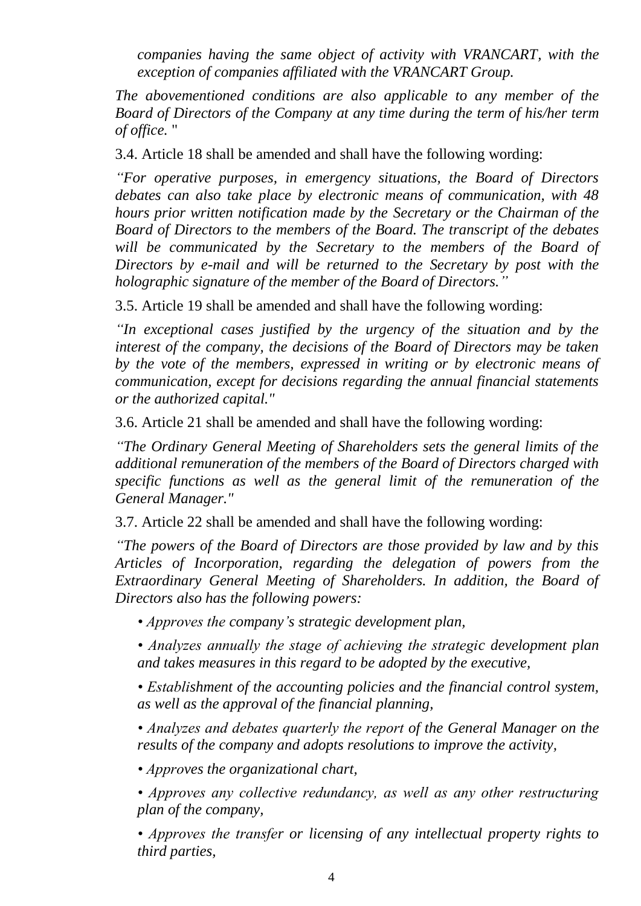*companies having the same object of activity with VRANCART, with the exception of companies affiliated with the VRANCART Group.*

*The abovementioned conditions are also applicable to any member of the Board of Directors of the Company at any time during the term of his/her term of office.* "

3.4. Article 18 shall be amended and shall have the following wording:

*"For operative purposes, in emergency situations, the Board of Directors debates can also take place by electronic means of communication, with 48 hours prior written notification made by the Secretary or the Chairman of the Board of Directors to the members of the Board. The transcript of the debates will be communicated by the Secretary to the members of the Board of Directors by e-mail and will be returned to the Secretary by post with the holographic signature of the member of the Board of Directors."*

3.5. Article 19 shall be amended and shall have the following wording:

*"In exceptional cases justified by the urgency of the situation and by the interest of the company, the decisions of the Board of Directors may be taken by the vote of the members, expressed in writing or by electronic means of communication, except for decisions regarding the annual financial statements or the authorized capital."*

3.6. Article 21 shall be amended and shall have the following wording:

*"The Ordinary General Meeting of Shareholders sets the general limits of the additional remuneration of the members of the Board of Directors charged with specific functions as well as the general limit of the remuneration of the General Manager."*

3.7. Article 22 shall be amended and shall have the following wording:

*"The powers of the Board of Directors are those provided by law and by this Articles of Incorporation, regarding the delegation of powers from the Extraordinary General Meeting of Shareholders. In addition, the Board of Directors also has the following powers:*

*• Approves the company's strategic development plan,*

*• Analyzes annually the stage of achieving the strategic development plan and takes measures in this regard to be adopted by the executive,*

*• Establishment of the accounting policies and the financial control system, as well as the approval of the financial planning,*

*• Analyzes and debates quarterly the report of the General Manager on the results of the company and adopts resolutions to improve the activity,*

*• Approves the organizational chart,*

*• Approves any collective redundancy, as well as any other restructuring plan of the company,*

*• Approves the transfer or licensing of any intellectual property rights to third parties,*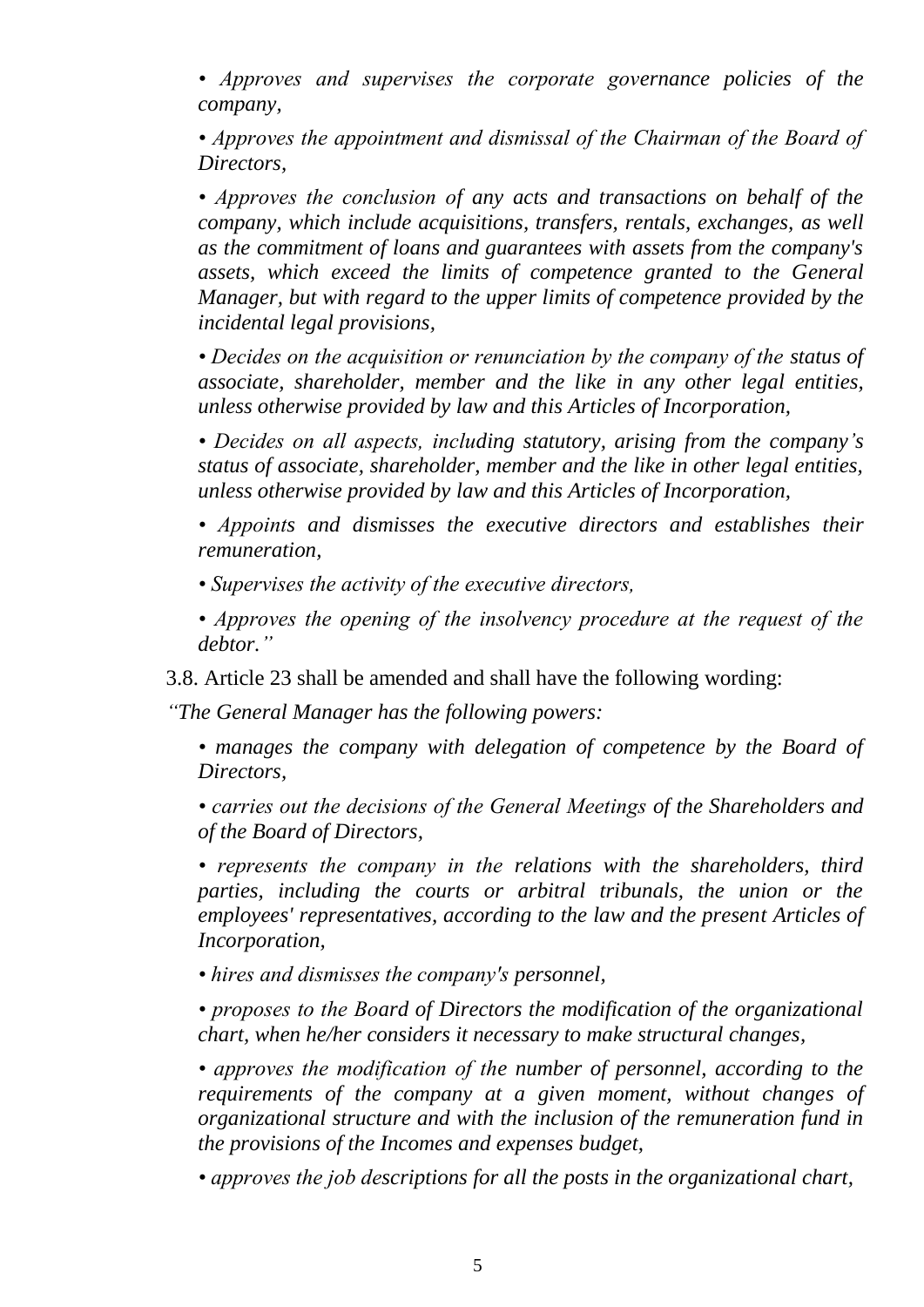*• Approves and supervises the corporate governance policies of the company,*

*• Approves the appointment and dismissal of the Chairman of the Board of Directors,*

*• Approves the conclusion of any acts and transactions on behalf of the company, which include acquisitions, transfers, rentals, exchanges, as well as the commitment of loans and guarantees with assets from the company's assets, which exceed the limits of competence granted to the General Manager, but with regard to the upper limits of competence provided by the incidental legal provisions,*

*• Decides on the acquisition or renunciation by the company of the status of associate, shareholder, member and the like in any other legal entities, unless otherwise provided by law and this Articles of Incorporation,*

*• Decides on all aspects, including statutory, arising from the company's status of associate, shareholder, member and the like in other legal entities, unless otherwise provided by law and this Articles of Incorporation,*

*• Appoints and dismisses the executive directors and establishes their remuneration,*

*• Supervises the activity of the executive directors,*

*• Approves the opening of the insolvency procedure at the request of the debtor."*

3.8. Article 23 shall be amended and shall have the following wording:

*"The General Manager has the following powers:*

*• manages the company with delegation of competence by the Board of Directors,*

*• carries out the decisions of the General Meetings of the Shareholders and of the Board of Directors,*

*• represents the company in the relations with the shareholders, third parties, including the courts or arbitral tribunals, the union or the employees' representatives, according to the law and the present Articles of Incorporation,*

*• hires and dismisses the company's personnel,*

*• proposes to the Board of Directors the modification of the organizational chart, when he/her considers it necessary to make structural changes,*

*• approves the modification of the number of personnel, according to the requirements of the company at a given moment, without changes of organizational structure and with the inclusion of the remuneration fund in the provisions of the Incomes and expenses budget,*

*• approves the job descriptions for all the posts in the organizational chart,*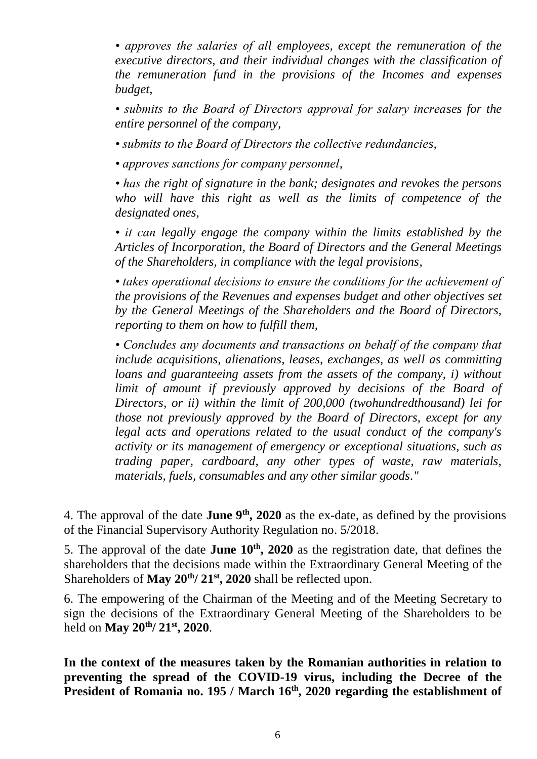*• approves the salaries of all employees, except the remuneration of the executive directors, and their individual changes with the classification of the remuneration fund in the provisions of the Incomes and expenses budget,*

*• submits to the Board of Directors approval for salary increases for the entire personnel of the company,*

*• submits to the Board of Directors the collective redundancies,*

*• approves sanctions for company personnel,*

*• has the right of signature in the bank; designates and revokes the persons who will have this right as well as the limits of competence of the designated ones,*

*• it can legally engage the company within the limits established by the Articles of Incorporation, the Board of Directors and the General Meetings of the Shareholders, in compliance with the legal provisions,*

*• takes operational decisions to ensure the conditions for the achievement of the provisions of the Revenues and expenses budget and other objectives set by the General Meetings of the Shareholders and the Board of Directors, reporting to them on how to fulfill them,*

*• Concludes any documents and transactions on behalf of the company that include acquisitions, alienations, leases, exchanges, as well as committing loans and guaranteeing assets from the assets of the company, i) without limit of amount if previously approved by decisions of the Board of Directors, or ii) within the limit of 200,000 (twohundredthousand) lei for those not previously approved by the Board of Directors, except for any legal acts and operations related to the usual conduct of the company's activity or its management of emergency or exceptional situations, such as trading paper, cardboard, any other types of waste, raw materials, materials, fuels, consumables and any other similar goods."*

4. The approval of the date **June 9th, 2020** as the ex-date, as defined by the provisions of the Financial Supervisory Authority Regulation no. 5/2018.

5. The approval of the date **June 10th, 2020** as the registration date, that defines the shareholders that the decisions made within the Extraordinary General Meeting of the Shareholders of **May 20th/ 21st, 2020** shall be reflected upon.

6. The empowering of the Chairman of the Meeting and of the Meeting Secretary to sign the decisions of the Extraordinary General Meeting of the Shareholders to be held on **May 20th/ 21st, 2020**.

**In the context of the measures taken by the Romanian authorities in relation to preventing the spread of the COVID-19 virus, including the Decree of the President of Romania no. 195 / March 16th, 2020 regarding the establishment of**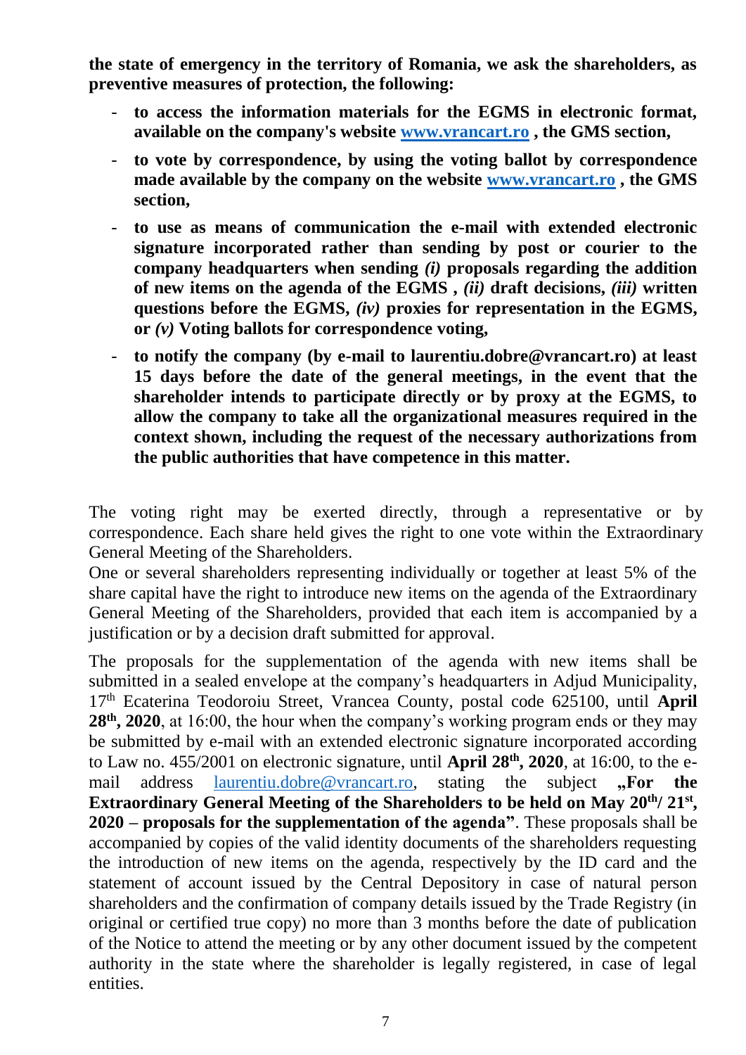**the state of emergency in the territory of Romania, we ask the shareholders, as preventive measures of protection, the following:**

- **to access the information materials for the EGMS in electronic format, available on the company's website [www.vrancart.ro](www.vrancart.ro) , the GMS section,**
- **to vote by correspondence, by using the voting ballot by correspondence made available by the company on the website [www.vrancart.ro](www.vrancart.ro) , the GMS section,**
- **to use as means of communication the e-mail with extended electronic signature incorporated rather than sending by post or courier to the company headquarters when sending *(i)* proposals regarding the addition of new items on the agenda of the EGMS , *(ii)* draft decisions, *(iii)* written questions before the EGMS, *(iv)* proxies for representation in the EGMS, or *(v)* Voting ballots for correspondence voting,**
- **to notify the company (by e-mail to laurentiu.dobre@vrancart.ro) at least 15 days before the date of the general meetings, in the event that the shareholder intends to participate directly or by proxy at the EGMS, to allow the company to take all the organizational measures required in the context shown, including the request of the necessary authorizations from the public authorities that have competence in this matter.**

The voting right may be exerted directly, through a representative or by correspondence. Each share held gives the right to one vote within the Extraordinary General Meeting of the Shareholders.
One or several shareholders representing individually or together at least 5% of the share capital have the right to introduce new items on the agenda of the Extraordinary General Meeting of the Shareholders, provided that each item is accompanied by a justification or by a decision draft submitted for approval.

The proposals for the supplementation of the agenda with new items shall be submitted in a sealed envelope at the company's headquarters in Adjud Municipality, 17th Ecaterina Teodoroiu Street, Vrancea County, postal code 625100, until **April 28th, 2020**, at 16:00, the hour when the company's working program ends or they may be submitted by e-mail with an extended electronic signature incorporated according to Law no. 455/2001 on electronic signature, until **April 28th, 2020**, at 16:00, to the e-mail address laurentiu.dobre@vrancart.ro, stating the subject **„For the Extraordinary General Meeting of the Shareholders to be held on May 20th/ 21st, 2020 – proposals for the supplementation of the agenda"**. These proposals shall be accompanied by copies of the valid identity documents of the shareholders requesting the introduction of new items on the agenda, respectively by the ID card and the statement of account issued by the Central Depository in case of natural person shareholders and the confirmation of company details issued by the Trade Registry (in original or certified true copy) no more than 3 months before the date of publication of the Notice to attend the meeting or by any other document issued by the competent authority in the state where the shareholder is legally registered, in case of legal entities.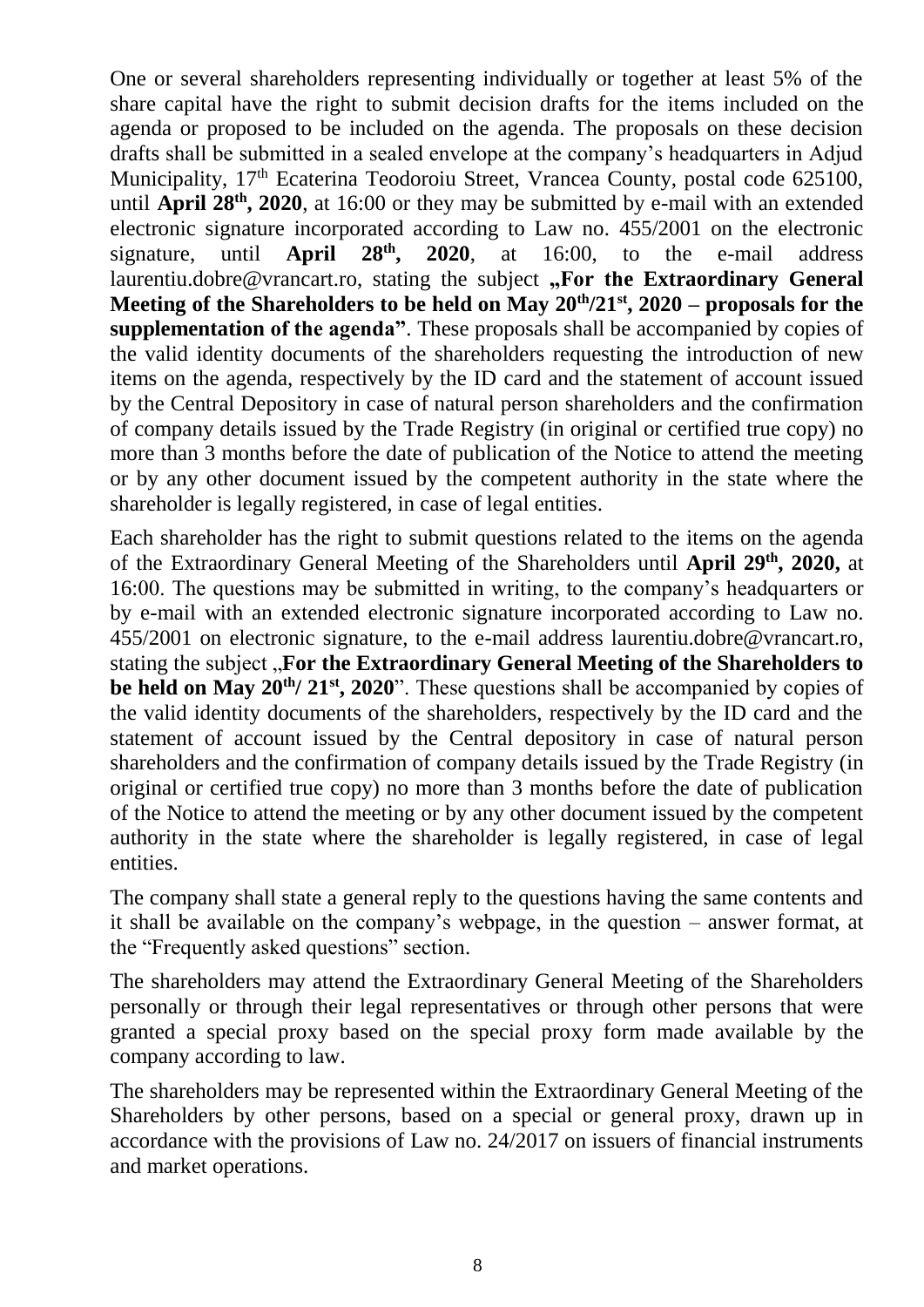One or several shareholders representing individually or together at least 5% of the share capital have the right to submit decision drafts for the items included on the agenda or proposed to be included on the agenda. The proposals on these decision drafts shall be submitted in a sealed envelope at the company's headquarters in Adjud Municipality, 17th Ecaterina Teodoroiu Street, Vrancea County, postal code 625100, until **April 28th, 2020**, at 16:00 or they may be submitted by e-mail with an extended electronic signature incorporated according to Law no. 455/2001 on the electronic signature, until **April 28th, 2020**, at 16:00, to the e-mail address laurentiu.dobre@vrancart.ro, stating the subject **„For the Extraordinary General Meeting of the Shareholders to be held on May 20th/21st, 2020 – proposals for the supplementation of the agenda"**. These proposals shall be accompanied by copies of the valid identity documents of the shareholders requesting the introduction of new items on the agenda, respectively by the ID card and the statement of account issued by the Central Depository in case of natural person shareholders and the confirmation of company details issued by the Trade Registry (in original or certified true copy) no more than 3 months before the date of publication of the Notice to attend the meeting or by any other document issued by the competent authority in the state where the shareholder is legally registered, in case of legal entities.

Each shareholder has the right to submit questions related to the items on the agenda of the Extraordinary General Meeting of the Shareholders until **April 29th, 2020,** at 16:00. The questions may be submitted in writing, to the company's headquarters or by e-mail with an extended electronic signature incorporated according to Law no. 455/2001 on electronic signature, to the e-mail address laurentiu.dobre@vrancart.ro, stating the subject „**For the Extraordinary General Meeting of the Shareholders to be held on May 20th/ 21st, 2020**". These questions shall be accompanied by copies of the valid identity documents of the shareholders, respectively by the ID card and the statement of account issued by the Central depository in case of natural person shareholders and the confirmation of company details issued by the Trade Registry (in original or certified true copy) no more than 3 months before the date of publication of the Notice to attend the meeting or by any other document issued by the competent authority in the state where the shareholder is legally registered, in case of legal entities.

The company shall state a general reply to the questions having the same contents and it shall be available on the company's webpage, in the question – answer format, at the "Frequently asked questions" section.

The shareholders may attend the Extraordinary General Meeting of the Shareholders personally or through their legal representatives or through other persons that were granted a special proxy based on the special proxy form made available by the company according to law.

The shareholders may be represented within the Extraordinary General Meeting of the Shareholders by other persons, based on a special or general proxy, drawn up in accordance with the provisions of Law no. 24/2017 on issuers of financial instruments and market operations.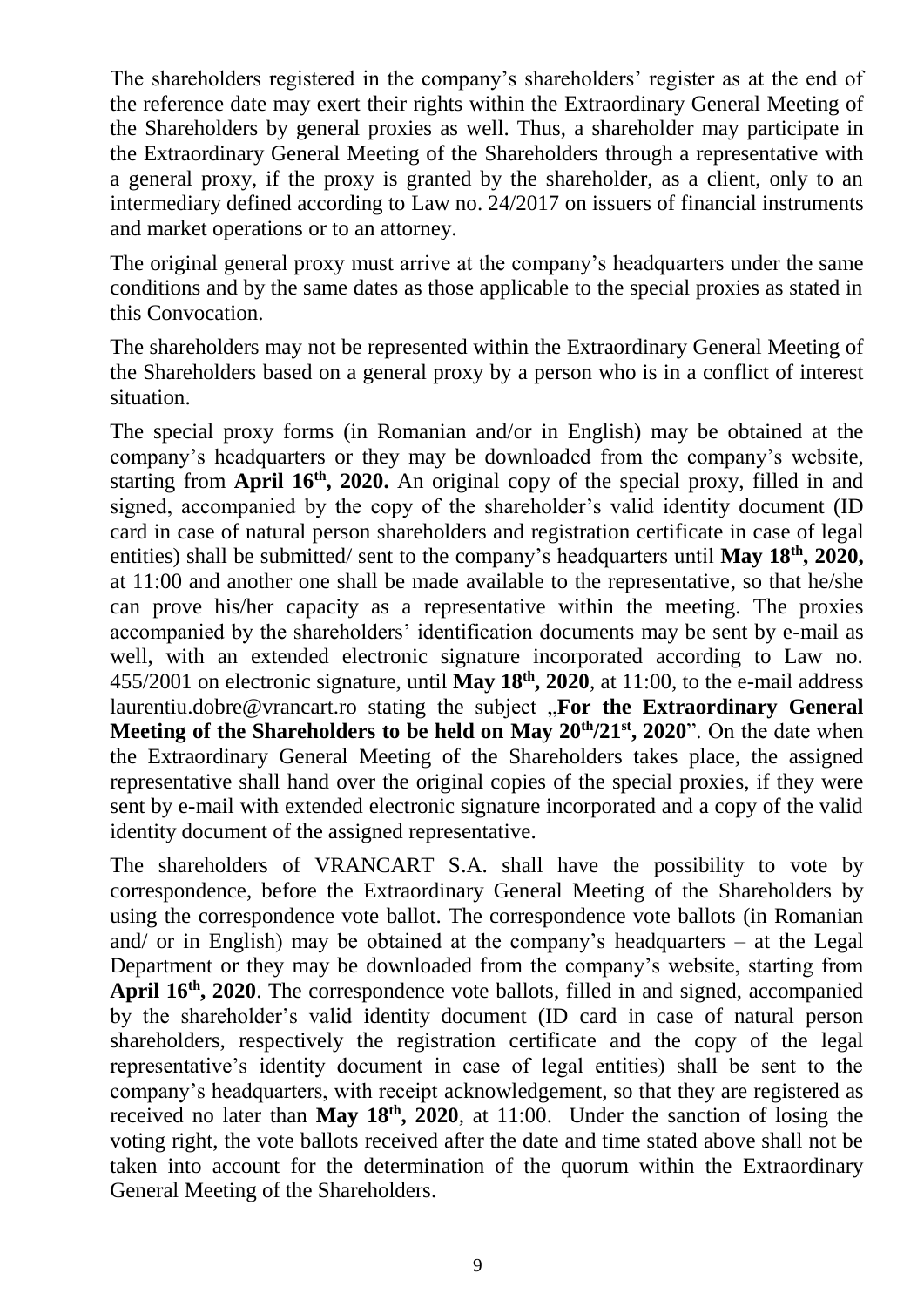The shareholders registered in the company's shareholders' register as at the end of the reference date may exert their rights within the Extraordinary General Meeting of the Shareholders by general proxies as well. Thus, a shareholder may participate in the Extraordinary General Meeting of the Shareholders through a representative with a general proxy, if the proxy is granted by the shareholder, as a client, only to an intermediary defined according to Law no. 24/2017 on issuers of financial instruments and market operations or to an attorney.

The original general proxy must arrive at the company's headquarters under the same conditions and by the same dates as those applicable to the special proxies as stated in this Convocation.

The shareholders may not be represented within the Extraordinary General Meeting of the Shareholders based on a general proxy by a person who is in a conflict of interest situation.

The special proxy forms (in Romanian and/or in English) may be obtained at the company's headquarters or they may be downloaded from the company's website, starting from **April 16th, 2020.** An original copy of the special proxy, filled in and signed, accompanied by the copy of the shareholder's valid identity document (ID card in case of natural person shareholders and registration certificate in case of legal entities) shall be submitted/ sent to the company's headquarters until **May 18th, 2020,** at 11:00 and another one shall be made available to the representative, so that he/she can prove his/her capacity as a representative within the meeting. The proxies accompanied by the shareholders' identification documents may be sent by e-mail as well, with an extended electronic signature incorporated according to Law no. 455/2001 on electronic signature, until **May 18th, 2020**, at 11:00, to the e-mail address laurentiu.dobre@vrancart.ro stating the subject „**For the Extraordinary General Meeting of the Shareholders to be held on May 20th/21st, 2020**". On the date when the Extraordinary General Meeting of the Shareholders takes place, the assigned representative shall hand over the original copies of the special proxies, if they were sent by e-mail with extended electronic signature incorporated and a copy of the valid identity document of the assigned representative.

The shareholders of VRANCART S.A. shall have the possibility to vote by correspondence, before the Extraordinary General Meeting of the Shareholders by using the correspondence vote ballot. The correspondence vote ballots (in Romanian and/ or in English) may be obtained at the company's headquarters – at the Legal Department or they may be downloaded from the company's website, starting from **April 16th, 2020**. The correspondence vote ballots, filled in and signed, accompanied by the shareholder's valid identity document (ID card in case of natural person shareholders, respectively the registration certificate and the copy of the legal representative's identity document in case of legal entities) shall be sent to the company's headquarters, with receipt acknowledgement, so that they are registered as received no later than **May 18th, 2020**, at 11:00. Under the sanction of losing the voting right, the vote ballots received after the date and time stated above shall not be taken into account for the determination of the quorum within the Extraordinary General Meeting of the Shareholders.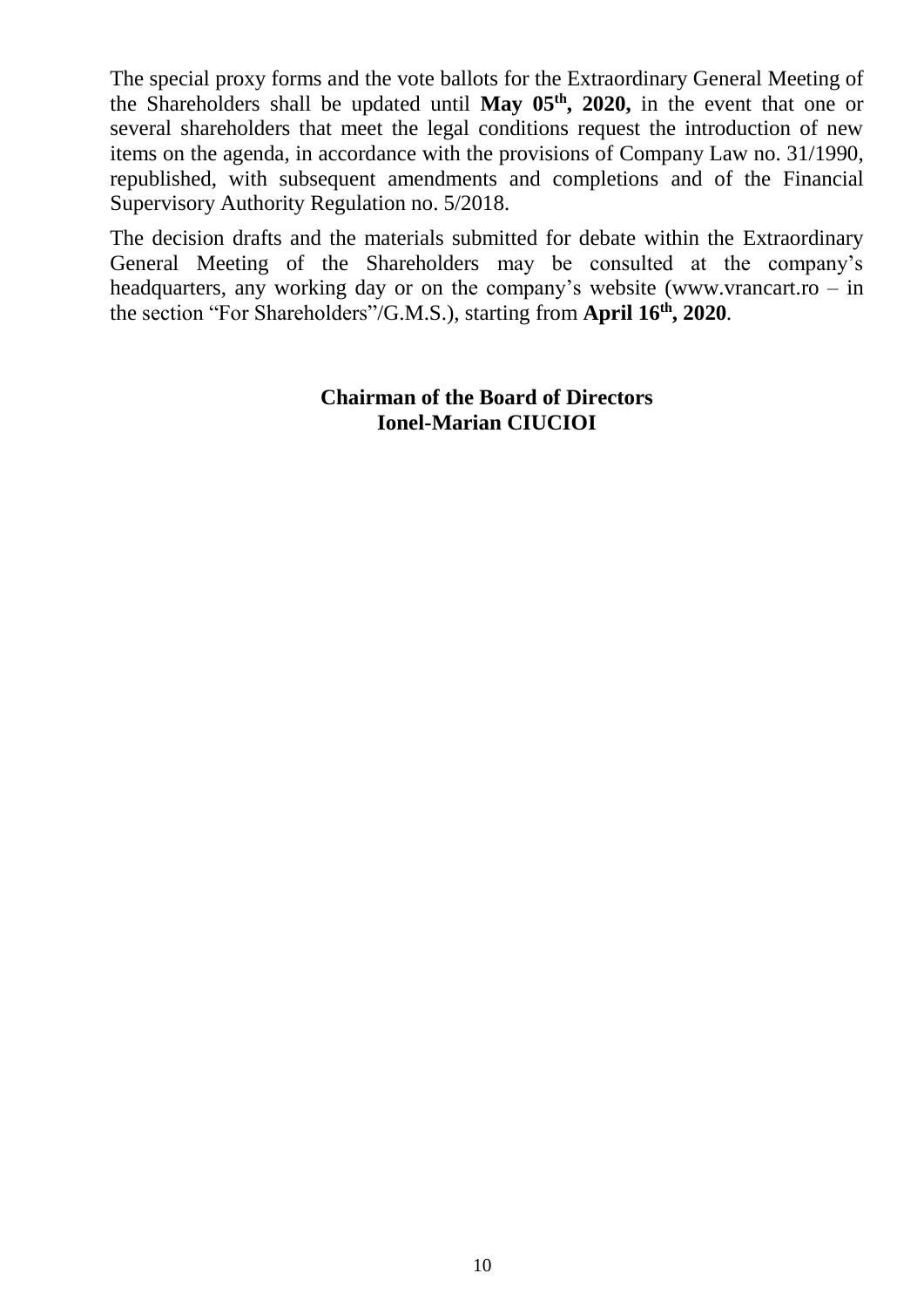The special proxy forms and the vote ballots for the Extraordinary General Meeting of the Shareholders shall be updated until **May 05th, 2020,** in the event that one or several shareholders that meet the legal conditions request the introduction of new items on the agenda, in accordance with the provisions of Company Law no. 31/1990, republished, with subsequent amendments and completions and of the Financial Supervisory Authority Regulation no. 5/2018.

The decision drafts and the materials submitted for debate within the Extraordinary General Meeting of the Shareholders may be consulted at the company's headquarters, any working day or on the company's website (www.vrancart.ro – in the section "For Shareholders"/G.M.S.), starting from **April 16th, 2020**.

**Chairman of the Board of Directors**
**Ionel-Marian CIUCIOI**